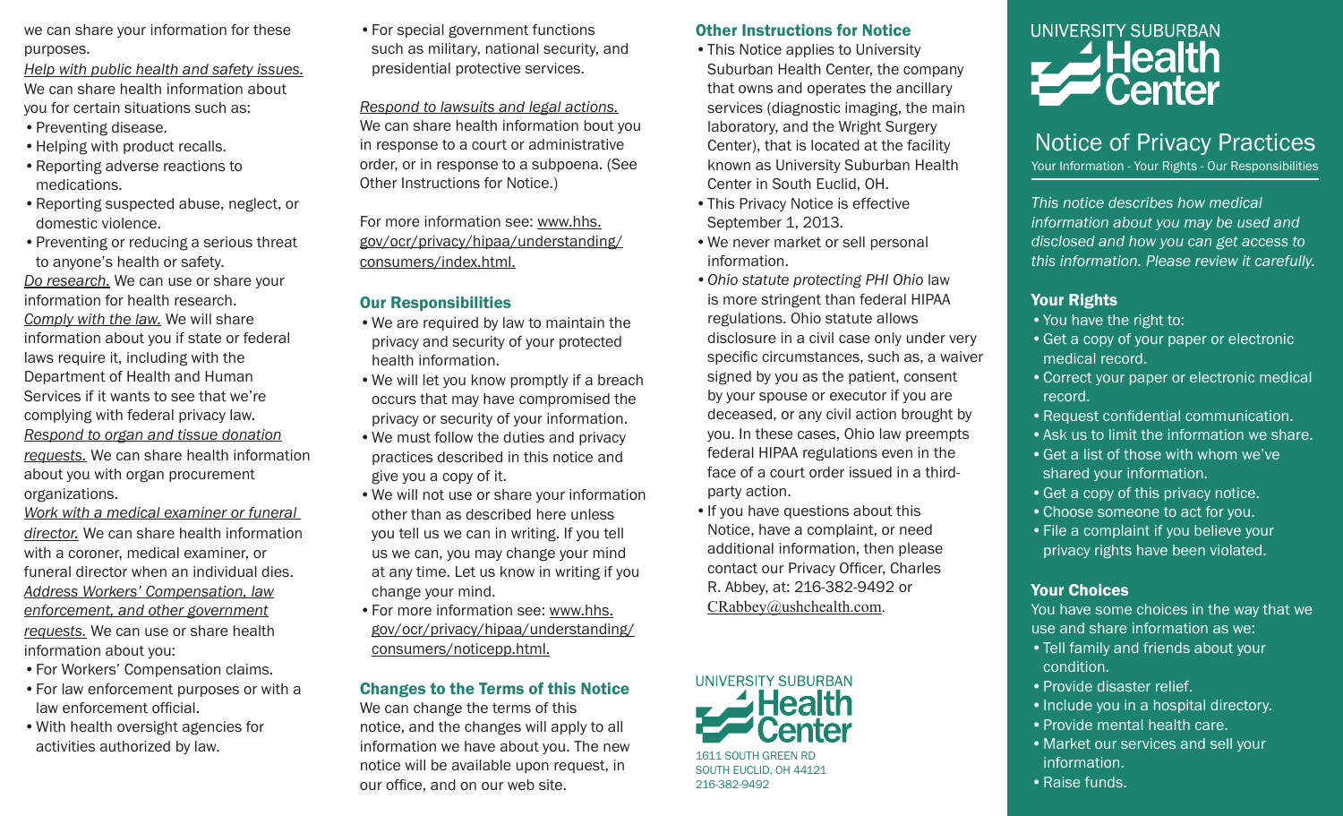we can share your information for these purposes.

*Help with public health and safety issues.* We can share health information about you for certain situations such as:

- Preventing disease.
- Helping with product recalls.
- Reporting adverse reactions to medications.
- Reporting suspected abuse, neglect, or domestic violence.
- Preventing or reducing a serious threat to anyone's health or safety.

*Do research.* We can use or share your information for health research.

*Comply with the law.* We will share information about you if state or federal laws require it, including with the Department of Health and Human Services if it wants to see that we're complying with federal privacy law.

*Respond to organ and tissue donation requests.* We can share health information about you with organ procurement organizations.

*Work with a medical examiner or funeral director.* We can share health information with a coroner, medical examiner, or funeral director when an individual dies.

*Address Workers' Compensation, law enforcement, and other government requests.* We can use or share health information about you:

- For Workers' Compensation claims.
- For law enforcement purposes or with a law enforcement official.
- With health oversight agencies for activities authorized by law.
- For special government functions such as military, national security, and presidential protective services.

*Respond to lawsuits and legal actions.* We can share health information bout you in response to a court or administrative order, or in response to a subpoena. (See Other Instructions for Notice.)

For more information see: www.hhs.gov/ocr/privacy/hipaa/understanding/consumers/index.html.

## Our Responsibilities

- We are required by law to maintain the privacy and security of your protected health information.
- We will let you know promptly if a breach occurs that may have compromised the privacy or security of your information.
- We must follow the duties and privacy practices described in this notice and give you a copy of it.
- We will not use or share your information other than as described here unless you tell us we can in writing. If you tell us we can, you may change your mind at any time. Let us know in writing if you change your mind.
- For more information see: www.hhs.gov/ocr/privacy/hipaa/understanding/consumers/noticepp.html.

## Changes to the Terms of this Notice

We can change the terms of this notice, and the changes will apply to all information we have about you. The new notice will be available upon request, in our office, and on our web site.

## Other Instructions for Notice

- This Notice applies to University Suburban Health Center, the company that owns and operates the ancillary services (diagnostic imaging, the main laboratory, and the Wright Surgery Center), that is located at the facility known as University Suburban Health Center in South Euclid, OH.
- This Privacy Notice is effective September 1, 2013.
- We never market or sell personal information.
- *Ohio statute protecting PHI Ohio* law is more stringent than federal HIPAA regulations. Ohio statute allows disclosure in a civil case only under very specific circumstances, such as, a waiver signed by you as the patient, consent by your spouse or executor if you are deceased, or any civil action brought by you. In these cases, Ohio law preempts federal HIPAA regulations even in the face of a court order issued in a third-party action.
- If you have questions about this Notice, have a complaint, or need additional information, then please contact our Privacy Officer, Charles R. Abbey, at: 216-382-9492 or CRabbey@ushchealth.com.

UNIVERSITY SUBURBAN Health Center
1611 SOUTH GREEN RD
SOUTH EUCLID, OH 44121
216-382-9492

UNIVERSITY SUBURBAN Health Center

# Notice of Privacy Practices

Your Information - Your Rights - Our Responsibilities

*This notice describes how medical information about you may be used and disclosed and how you can get access to this information. Please review it carefully.*

## Your Rights

- You have the right to:
- Get a copy of your paper or electronic medical record.
- Correct your paper or electronic medical record.
- Request confidential communication.
- Ask us to limit the information we share.
- Get a list of those with whom we've shared your information.
- Get a copy of this privacy notice.
- Choose someone to act for you.
- File a complaint if you believe your privacy rights have been violated.

## Your Choices

You have some choices in the way that we use and share information as we:

- Tell family and friends about your condition.
- Provide disaster relief.
- Include you in a hospital directory.
- Provide mental health care.
- Market our services and sell your information.
- Raise funds.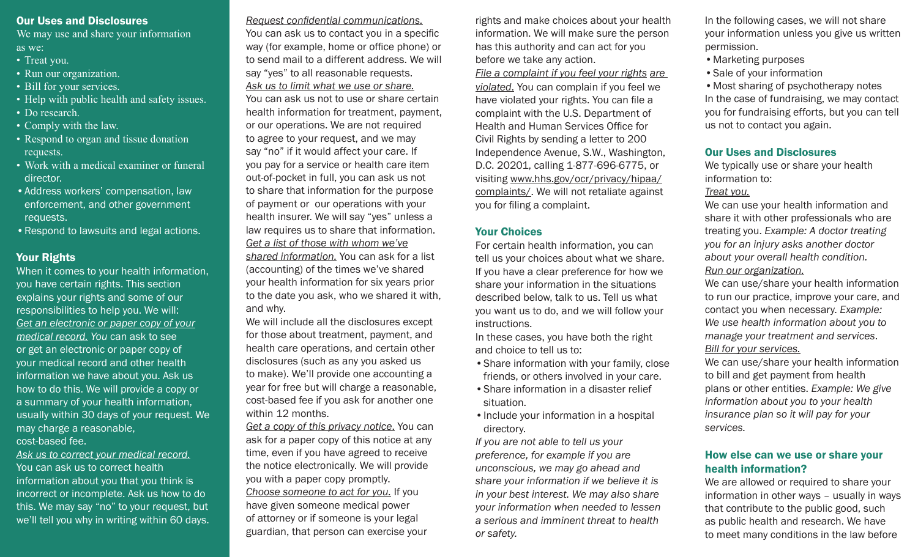## Our Uses and Disclosures

We may use and share your information as we:

- Treat you.
- Run our organization.
- Bill for your services.
- Help with public health and safety issues.
- Do research.
- Comply with the law.
- Respond to organ and tissue donation requests.
- Work with a medical examiner or funeral director.
- Address workers' compensation, law enforcement, and other government requests.
- Respond to lawsuits and legal actions.

## Your Rights

When it comes to your health information, you have certain rights. This section explains your rights and some of our responsibilities to help you. We will:

*Get an electronic or paper copy of your medical record.* You can ask to see or get an electronic or paper copy of your medical record and other health information we have about you. Ask us how to do this. We will provide a copy or a summary of your health information, usually within 30 days of your request. We may charge a reasonable, cost-based fee.

*Ask us to correct your medical record.* You can ask us to correct health information about you that you think is incorrect or incomplete. Ask us how to do this. We may say "no" to your request, but we'll tell you why in writing within 60 days.

*Request confidential communications.* You can ask us to contact you in a specific way (for example, home or office phone) or to send mail to a different address. We will say "yes" to all reasonable requests.

*Ask us to limit what we use or share.* You can ask us not to use or share certain health information for treatment, payment, or our operations. We are not required to agree to your request, and we may say "no" if it would affect your care. If you pay for a service or health care item out-of-pocket in full, you can ask us not to share that information for the purpose of payment or our operations with your health insurer. We will say "yes" unless a law requires us to share that information.

*Get a list of those with whom we've shared information.* You can ask for a list (accounting) of the times we've shared your health information for six years prior to the date you ask, who we shared it with, and why.

We will include all the disclosures except for those about treatment, payment, and health care operations, and certain other disclosures (such as any you asked us to make). We'll provide one accounting a year for free but will charge a reasonable, cost-based fee if you ask for another one within 12 months.

*Get a copy of this privacy notice.* You can ask for a paper copy of this notice at any time, even if you have agreed to receive the notice electronically. We will provide you with a paper copy promptly.

*Choose someone to act for you.* If you have given someone medical power of attorney or if someone is your legal guardian, that person can exercise your rights and make choices about your health information. We will make sure the person has this authority and can act for you before we take any action.

*File a complaint if you feel your rights are violated.* You can complain if you feel we have violated your rights. You can file a complaint with the U.S. Department of Health and Human Services Office for Civil Rights by sending a letter to 200 Independence Avenue, S.W., Washington, D.C. 20201, calling 1-877-696-6775, or visiting www.hhs.gov/ocr/privacy/hipaa/complaints/. We will not retaliate against you for filing a complaint.

## Your Choices

For certain health information, you can tell us your choices about what we share. If you have a clear preference for how we share your information in the situations described below, talk to us. Tell us what you want us to do, and we will follow your instructions.

In these cases, you have both the right and choice to tell us to:

- Share information with your family, close friends, or others involved in your care.
- Share information in a disaster relief situation.
- Include your information in a hospital directory.

*If you are not able to tell us your preference, for example if you are unconscious, we may go ahead and share your information if we believe it is in your best interest. We may also share your information when needed to lessen a serious and imminent threat to health or safety.*

In the following cases, we will not share your information unless you give us written permission.

- Marketing purposes
- Sale of your information
- Most sharing of psychotherapy notes

In the case of fundraising, we may contact you for fundraising efforts, but you can tell us not to contact you again.

## Our Uses and Disclosures

We typically use or share your health information to:

*Treat you.*

We can use your health information and share it with other professionals who are treating you. *Example: A doctor treating you for an injury asks another doctor about your overall health condition.*

*Run our organization.*

We can use/share your health information to run our practice, improve your care, and contact you when necessary. *Example: We use health information about you to manage your treatment and services.*

*Bill for your services.*

We can use/share your health information to bill and get payment from health plans or other entities. *Example: We give information about you to your health insurance plan so it will pay for your services.*

## How else can we use or share your health information?

We are allowed or required to share your information in other ways – usually in ways that contribute to the public good, such as public health and research. We have to meet many conditions in the law before